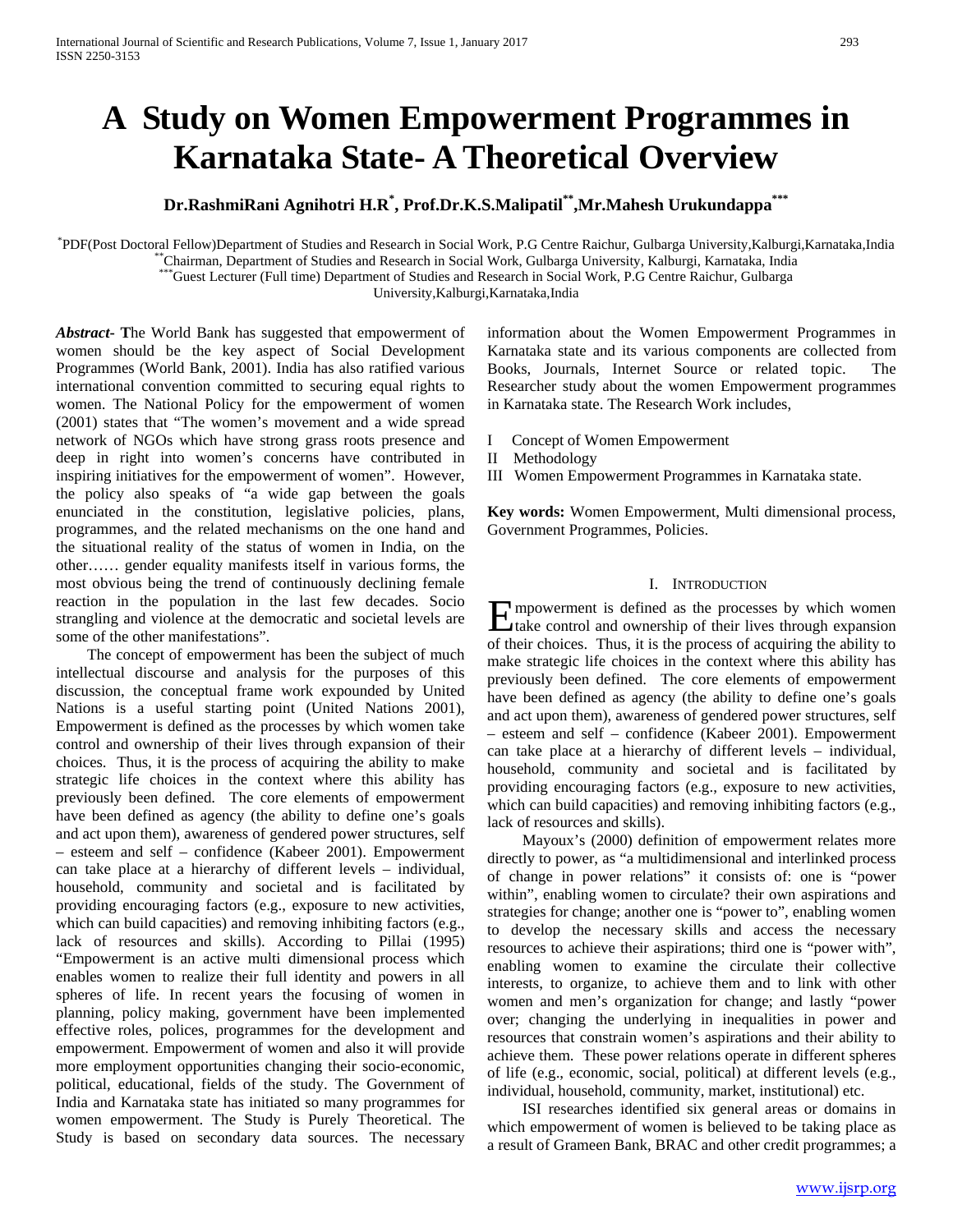# A Study on Women Empowerment Programmes in Karnataka State- A Theoretical Overview

**Dr.RashmiRani Agnihotri H.R[*], Prof.Dr.K.S.Malipatil[**],Mr.Mahesh Urukundappa[***]**

[*]PDF(Post Doctoral Fellow)Department of Studies and Research in Social Work, P.G Centre Raichur, Gulbarga University,Kalburgi,Karnataka,India
[**]Chairman, Department of Studies and Research in Social Work, Gulbarga University, Kalburgi, Karnataka, India
[***]Guest Lecturer (Full time) Department of Studies and Research in Social Work, P.G Centre Raichur, Gulbarga University,Kalburgi,Karnataka,India

***Abstract*- T**he World Bank has suggested that empowerment of women should be the key aspect of Social Development Programmes (World Bank, 2001). India has also ratified various international convention committed to securing equal rights to women. The National Policy for the empowerment of women (2001) states that "The women's movement and a wide spread network of NGOs which have strong grass roots presence and deep in right into women's concerns have contributed in inspiring initiatives for the empowerment of women". However, the policy also speaks of "a wide gap between the goals enunciated in the constitution, legislative policies, plans, programmes, and the related mechanisms on the one hand and the situational reality of the status of women in India, on the other…… gender equality manifests itself in various forms, the most obvious being the trend of continuously declining female reaction in the population in the last few decades. Socio strangling and violence at the democratic and societal levels are some of the other manifestations".

The concept of empowerment has been the subject of much intellectual discourse and analysis for the purposes of this discussion, the conceptual frame work expounded by United Nations is a useful starting point (United Nations 2001), Empowerment is defined as the processes by which women take control and ownership of their lives through expansion of their choices. Thus, it is the process of acquiring the ability to make strategic life choices in the context where this ability has previously been defined. The core elements of empowerment have been defined as agency (the ability to define one's goals and act upon them), awareness of gendered power structures, self – esteem and self – confidence (Kabeer 2001). Empowerment can take place at a hierarchy of different levels – individual, household, community and societal and is facilitated by providing encouraging factors (e.g., exposure to new activities, which can build capacities) and removing inhibiting factors (e.g., lack of resources and skills). According to Pillai (1995) "Empowerment is an active multi dimensional process which enables women to realize their full identity and powers in all spheres of life. In recent years the focusing of women in planning, policy making, government have been implemented effective roles, polices, programmes for the development and empowerment. Empowerment of women and also it will provide more employment opportunities changing their socio-economic, political, educational, fields of the study. The Government of India and Karnataka state has initiated so many programmes for women empowerment. The Study is Purely Theoretical. The Study is based on secondary data sources. The necessary information about the Women Empowerment Programmes in Karnataka state and its various components are collected from Books, Journals, Internet Source or related topic. The Researcher study about the women Empowerment programmes in Karnataka state. The Research Work includes,

I Concept of Women Empowerment
II Methodology
III Women Empowerment Programmes in Karnataka state.

**Key words:** Women Empowerment, Multi dimensional process, Government Programmes, Policies.

## I. Introduction

Empowerment is defined as the processes by which women take control and ownership of their lives through expansion of their choices. Thus, it is the process of acquiring the ability to make strategic life choices in the context where this ability has previously been defined. The core elements of empowerment have been defined as agency (the ability to define one's goals and act upon them), awareness of gendered power structures, self – esteem and self – confidence (Kabeer 2001). Empowerment can take place at a hierarchy of different levels – individual, household, community and societal and is facilitated by providing encouraging factors (e.g., exposure to new activities, which can build capacities) and removing inhibiting factors (e.g., lack of resources and skills).

Mayoux's (2000) definition of empowerment relates more directly to power, as "a multidimensional and interlinked process of change in power relations" it consists of: one is "power within", enabling women to circulate? their own aspirations and strategies for change; another one is "power to", enabling women to develop the necessary skills and access the necessary resources to achieve their aspirations; third one is "power with", enabling women to examine the circulate their collective interests, to organize, to achieve them and to link with other women and men's organization for change; and lastly "power over; changing the underlying in inequalities in power and resources that constrain women's aspirations and their ability to achieve them. These power relations operate in different spheres of life (e.g., economic, social, political) at different levels (e.g., individual, household, community, market, institutional) etc.

ISI researches identified six general areas or domains in which empowerment of women is believed to be taking place as a result of Grameen Bank, BRAC and other credit programmes; a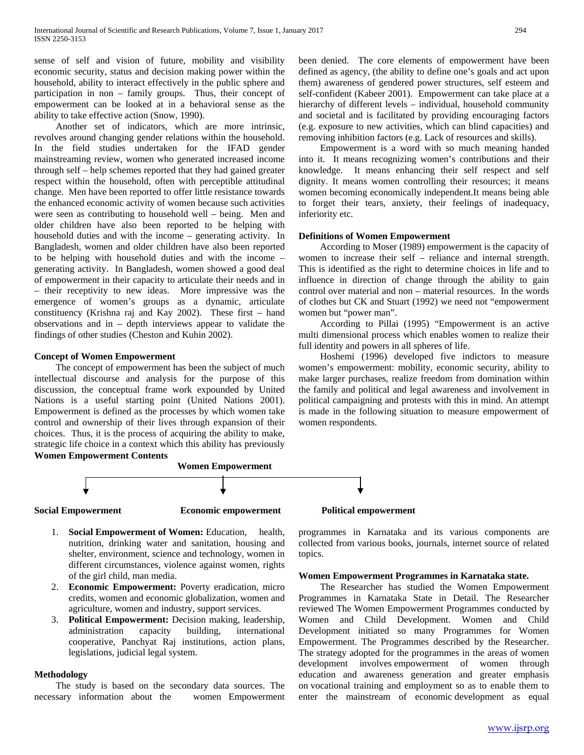sense of self and vision of future, mobility and visibility economic security, status and decision making power within the household, ability to interact effectively in the public sphere and participation in non – family groups. Thus, their concept of empowerment can be looked at in a behavioral sense as the ability to take effective action (Snow, 1990).

Another set of indicators, which are more intrinsic, revolves around changing gender relations within the household. In the field studies undertaken for the IFAD gender mainstreaming review, women who generated increased income through self – help schemes reported that they had gained greater respect within the household, often with perceptible attitudinal change. Men have been reported to offer little resistance towards the enhanced economic activity of women because such activities were seen as contributing to household well – being. Men and older children have also been reported to be helping with household duties and with the income – generating activity. In Bangladesh, women and older children have also been reported to be helping with household duties and with the income – generating activity. In Bangladesh, women showed a good deal of empowerment in their capacity to articulate their needs and in – their receptivity to new ideas. More impressive was the emergence of women's groups as a dynamic, articulate constituency (Krishna raj and Kay 2002). These first – hand observations and in – depth interviews appear to validate the findings of other studies (Cheston and Kuhin 2002).

**Concept of Women Empowerment**

The concept of empowerment has been the subject of much intellectual discourse and analysis for the purpose of this discussion, the conceptual frame work expounded by United Nations is a useful starting point (United Nations 2001). Empowerment is defined as the processes by which women take control and ownership of their lives through expansion of their choices. Thus, it is the process of acquiring the ability to make, strategic life choice in a context which this ability has previously been denied. The core elements of empowerment have been defined as agency, (the ability to define one's goals and act upon them) awareness of gendered power structures, self esteem and self-confident (Kabeer 2001). Empowerment can take place at a hierarchy of different levels – individual, household community and societal and is facilitated by providing encouraging factors (e.g. exposure to new activities, which can blind capacities) and removing inhibition factors (e.g. Lack of resources and skills).

Empowerment is a word with so much meaning handed into it. It means recognizing women's contributions and their knowledge. It means enhancing their self respect and self dignity. It means women controlling their resources; it means women becoming economically independent.It means being able to forget their tears, anxiety, their feelings of inadequacy, inferiority etc.

**Definitions of Women Empowerment**

According to Moser (1989) empowerment is the capacity of women to increase their self – reliance and internal strength. This is identified as the right to determine choices in life and to influence in direction of change through the ability to gain control over material and non – material resources. In the words of clothes but CK and Stuart (1992) we need not "empowerment women but "power man".

According to Pillai (1995) "Empowerment is an active multi dimensional process which enables women to realize their full identity and powers in all spheres of life.

Hoshemi (1996) developed five indictors to measure women's empowerment: mobility, economic security, ability to make larger purchases, realize freedom from domination within the family and political and legal awareness and involvement in political campaigning and protests with this in mind. An attempt is made in the following situation to measure empowerment of women respondents.

**Women Empowerment Contents**

**Women Empowerment**

**Social Empowerment** | **Economic empowerment** | **Political empowerment**

1. **Social Empowerment of Women:** Education, health, nutrition, drinking water and sanitation, housing and shelter, environment, science and technology, women in different circumstances, violence against women, rights of the girl child, man media.
2. **Economic Empowerment:** Poverty eradication, micro credits, women and economic globalization, women and agriculture, women and industry, support services.
3. **Political Empowerment:** Decision making, leadership, administration capacity building, international cooperative, Panchyat Raj institutions, action plans, legislations, judicial legal system.

**Methodology**

The study is based on the secondary data sources. The necessary information about the women Empowerment programmes in Karnataka and its various components are collected from various books, journals, internet source of related topics.

**Women Empowerment Programmes in Karnataka state.**

The Researcher has studied the Women Empowerment Programmes in Karnataka State in Detail. The Researcher reviewed The Women Empowerment Programmes conducted by Women and Child Development. Women and Child Development initiated so many Programmes for Women Empowerment. The Programmes described by the Researcher. The strategy adopted for the programmes in the areas of women development involves empowerment of women through education and awareness generation and greater emphasis on vocational training and employment so as to enable them to enter the mainstream of economic development as equal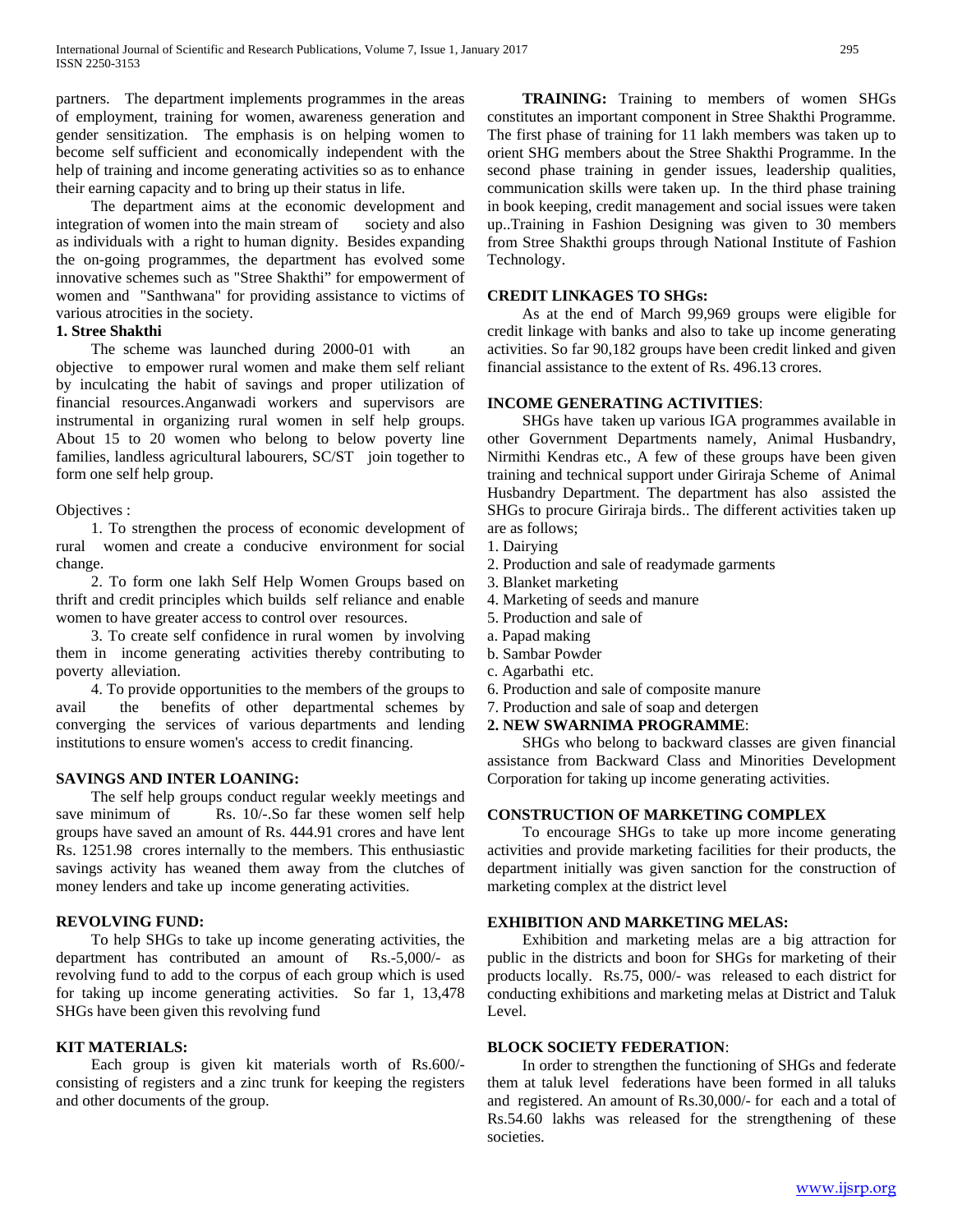partners. The department implements programmes in the areas of employment, training for women, awareness generation and gender sensitization. The emphasis is on helping women to become self sufficient and economically independent with the help of training and income generating activities so as to enhance their earning capacity and to bring up their status in life.

The department aims at the economic development and integration of women into the main stream of society and also as individuals with a right to human dignity. Besides expanding the on-going programmes, the department has evolved some innovative schemes such as "Stree Shakthi" for empowerment of women and "Santhwana" for providing assistance to victims of various atrocities in the society.

**1. Stree Shakthi**

The scheme was launched during 2000-01 with an objective to empower rural women and make them self reliant by inculcating the habit of savings and proper utilization of financial resources.Anganwadi workers and supervisors are instrumental in organizing rural women in self help groups. About 15 to 20 women who belong to below poverty line families, landless agricultural labourers, SC/ST join together to form one self help group.

Objectives :

1. To strengthen the process of economic development of rural women and create a conducive environment for social change.

2. To form one lakh Self Help Women Groups based on thrift and credit principles which builds self reliance and enable women to have greater access to control over resources.

3. To create self confidence in rural women by involving them in income generating activities thereby contributing to poverty alleviation.

4. To provide opportunities to the members of the groups to avail the benefits of other departmental schemes by converging the services of various departments and lending institutions to ensure women's access to credit financing.

**SAVINGS AND INTER LOANING:**

The self help groups conduct regular weekly meetings and save minimum of Rs. 10/-.So far these women self help groups have saved an amount of Rs. 444.91 crores and have lent Rs. 1251.98 crores internally to the members. This enthusiastic savings activity has weaned them away from the clutches of money lenders and take up income generating activities.

**REVOLVING FUND:**

To help SHGs to take up income generating activities, the department has contributed an amount of Rs.-5,000/- as revolving fund to add to the corpus of each group which is used for taking up income generating activities. So far 1, 13,478 SHGs have been given this revolving fund

**KIT MATERIALS:**

Each group is given kit materials worth of Rs.600/- consisting of registers and a zinc trunk for keeping the registers and other documents of the group.

**TRAINING:** Training to members of women SHGs constitutes an important component in Stree Shakthi Programme. The first phase of training for 11 lakh members was taken up to orient SHG members about the Stree Shakthi Programme. In the second phase training in gender issues, leadership qualities, communication skills were taken up. In the third phase training in book keeping, credit management and social issues were taken up..Training in Fashion Designing was given to 30 members from Stree Shakthi groups through National Institute of Fashion Technology.

**CREDIT LINKAGES TO SHGs:**

As at the end of March 99,969 groups were eligible for credit linkage with banks and also to take up income generating activities. So far 90,182 groups have been credit linked and given financial assistance to the extent of Rs. 496.13 crores.

**INCOME GENERATING ACTIVITIES**:

SHGs have taken up various IGA programmes available in other Government Departments namely, Animal Husbandry, Nirmithi Kendras etc., A few of these groups have been given training and technical support under Giriraja Scheme of Animal Husbandry Department. The department has also assisted the SHGs to procure Giriraja birds.. The different activities taken up are as follows;

1. Dairying
2. Production and sale of readymade garments
3. Blanket marketing
4. Marketing of seeds and manure
5. Production and sale of
   a. Papad making
   b. Sambar Powder
   c. Agarbathi etc.
6. Production and sale of composite manure
7. Production and sale of soap and detergen

**2. NEW SWARNIMA PROGRAMME**:

SHGs who belong to backward classes are given financial assistance from Backward Class and Minorities Development Corporation for taking up income generating activities.

**CONSTRUCTION OF MARKETING COMPLEX**

To encourage SHGs to take up more income generating activities and provide marketing facilities for their products, the department initially was given sanction for the construction of marketing complex at the district level

**EXHIBITION AND MARKETING MELAS:**

Exhibition and marketing melas are a big attraction for public in the districts and boon for SHGs for marketing of their products locally. Rs.75, 000/- was released to each district for conducting exhibitions and marketing melas at District and Taluk Level.

**BLOCK SOCIETY FEDERATION**:

In order to strengthen the functioning of SHGs and federate them at taluk level federations have been formed in all taluks and registered. An amount of Rs.30,000/- for each and a total of Rs.54.60 lakhs was released for the strengthening of these societies.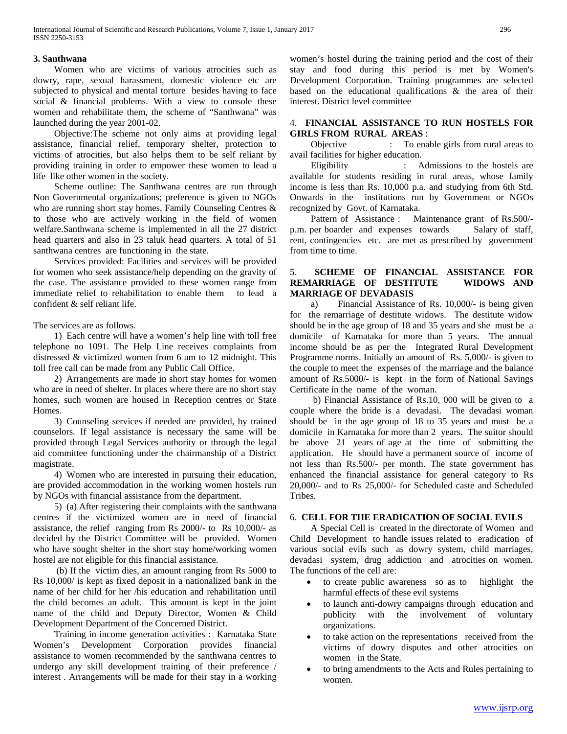### 3. Santhwana

Women who are victims of various atrocities such as dowry, rape, sexual harassment, domestic violence etc are subjected to physical and mental torture besides having to face social & financial problems. With a view to console these women and rehabilitate them, the scheme of "Santhwana" was launched during the year 2001-02.

Objective:The scheme not only aims at providing legal assistance, financial relief, temporary shelter, protection to victims of atrocities, but also helps them to be self reliant by providing training in order to empower these women to lead a life like other women in the society.

Scheme outline: The Santhwana centres are run through Non Governmental organizations; preference is given to NGOs who are running short stay homes, Family Counseling Centres & to those who are actively working in the field of women welfare.Santhwana scheme is implemented in all the 27 district head quarters and also in 23 taluk head quarters. A total of 51 santhwana centres are functioning in the state.

Services provided: Facilities and services will be provided for women who seek assistance/help depending on the gravity of the case. The assistance provided to these women range from immediate relief to rehabilitation to enable them to lead a confident & self reliant life.

The services are as follows.

1) Each centre will have a women's help line with toll free telephone no 1091. The Help Line receives complaints from distressed & victimized women from 6 am to 12 midnight. This toll free call can be made from any Public Call Office.

2) Arrangements are made in short stay homes for women who are in need of shelter. In places where there are no short stay homes, such women are housed in Reception centres or State Homes.

3) Counseling services if needed are provided, by trained counselors. If legal assistance is necessary the same will be provided through Legal Services authority or through the legal aid committee functioning under the chairmanship of a District magistrate.

4) Women who are interested in pursuing their education, are provided accommodation in the working women hostels run by NGOs with financial assistance from the department.

5) (a) After registering their complaints with the santhwana centres if the victimized women are in need of financial assistance, the relief ranging from Rs 2000/- to Rs 10,000/- as decided by the District Committee will be provided. Women who have sought shelter in the short stay home/working women hostel are not eligible for this financial assistance.

(b) If the victim dies, an amount ranging from Rs 5000 to Rs 10,000/ is kept as fixed deposit in a nationalized bank in the name of her child for her /his education and rehabilitation until the child becomes an adult. This amount is kept in the joint name of the child and Deputy Director, Women & Child Development Department of the Concerned District.

Training in income generation activities : Karnataka State Women's Development Corporation provides financial assistance to women recommended by the santhwana centres to undergo any skill development training of their preference / interest . Arrangements will be made for their stay in a working women's hostel during the training period and the cost of their stay and food during this period is met by Women's Development Corporation. Training programmes are selected based on the educational qualifications & the area of their interest. District level committee

### 4. FINANCIAL ASSISTANCE TO RUN HOSTELS FOR GIRLS FROM RURAL AREAS :

Objective : To enable girls from rural areas to avail facilities for higher education.

Eligibility : Admissions to the hostels are available for students residing in rural areas, whose family income is less than Rs. 10,000 p.a. and studying from 6th Std. Onwards in the institutions run by Government or NGOs recognized by Govt. of Karnataka.

Pattern of Assistance : Maintenance grant of Rs.500/- p.m. per boarder and expenses towards Salary of staff, rent, contingencies etc. are met as prescribed by government from time to time.

### 5. SCHEME OF FINANCIAL ASSISTANCE FOR REMARRIAGE OF DESTITUTE WIDOWS AND MARRIAGE OF DEVADASIS

a) Financial Assistance of Rs. 10,000/- is being given for the remarriage of destitute widows. The destitute widow should be in the age group of 18 and 35 years and she must be a domicile of Karnataka for more than 5 years. The annual income should be as per the Integrated Rural Development Programme norms. Initially an amount of Rs. 5,000/- is given to the couple to meet the expenses of the marriage and the balance amount of Rs.5000/- is kept in the form of National Savings Certificate in the name of the woman.

b) Financial Assistance of Rs.10, 000 will be given to a couple where the bride is a devadasi. The devadasi woman should be in the age group of 18 to 35 years and must be a domicile in Karnataka for more than 2 years. The suitor should be above 21 years of age at the time of submitting the application. He should have a permanent source of income of not less than Rs.500/- per month. The state government has enhanced the financial assistance for general category to Rs 20,000/- and to Rs 25,000/- for Scheduled caste and Scheduled Tribes.

### 6. CELL FOR THE ERADICATION OF SOCIAL EVILS

A Special Cell is created in the directorate of Women and Child Development to handle issues related to eradication of various social evils such as dowry system, child marriages, devadasi system, drug addiction and atrocities on women. The functions of the cell are:

- to create public awareness so as to highlight the harmful effects of these evil systems
- to launch anti-dowry campaigns through education and publicity with the involvement of voluntary organizations.
- to take action on the representations received from the victims of dowry disputes and other atrocities on women in the State.
- to bring amendments to the Acts and Rules pertaining to women.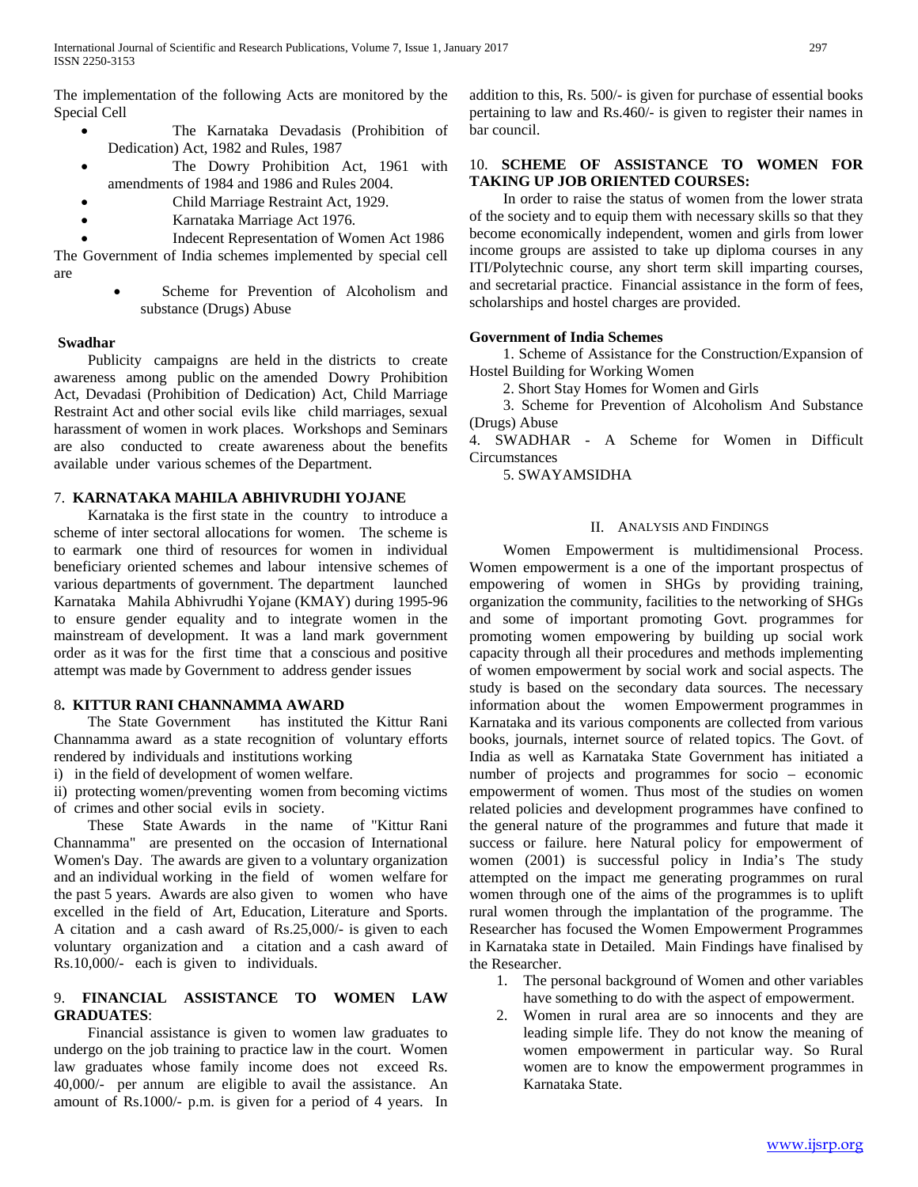The implementation of the following Acts are monitored by the Special Cell

- The Karnataka Devadasis (Prohibition of Dedication) Act, 1982 and Rules, 1987
- The Dowry Prohibition Act, 1961 with amendments of 1984 and 1986 and Rules 2004.
- Child Marriage Restraint Act, 1929.
- Karnataka Marriage Act 1976.
- Indecent Representation of Women Act 1986

The Government of India schemes implemented by special cell are

- Scheme for Prevention of Alcoholism and substance (Drugs) Abuse

**Swadhar**

Publicity campaigns are held in the districts to create awareness among public on the amended Dowry Prohibition Act, Devadasi (Prohibition of Dedication) Act, Child Marriage Restraint Act and other social evils like child marriages, sexual harassment of women in work places. Workshops and Seminars are also conducted to create awareness about the benefits available under various schemes of the Department.

### 7. KARNATAKA MAHILA ABHIVRUDHI YOJANE

Karnataka is the first state in the country to introduce a scheme of inter sectoral allocations for women. The scheme is to earmark one third of resources for women in individual beneficiary oriented schemes and labour intensive schemes of various departments of government. The department launched Karnataka Mahila Abhivrudhi Yojane (KMAY) during 1995-96 to ensure gender equality and to integrate women in the mainstream of development. It was a land mark government order as it was for the first time that a conscious and positive attempt was made by Government to address gender issues

### 8. KITTUR RANI CHANNAMMA AWARD

The State Government has instituted the Kittur Rani Channamma award as a state recognition of voluntary efforts rendered by individuals and institutions working

i) in the field of development of women welfare.

ii) protecting women/preventing women from becoming victims of crimes and other social evils in society.

These State Awards in the name of "Kittur Rani Channamma" are presented on the occasion of International Women's Day. The awards are given to a voluntary organization and an individual working in the field of women welfare for the past 5 years. Awards are also given to women who have excelled in the field of Art, Education, Literature and Sports. A citation and a cash award of Rs.25,000/- is given to each voluntary organization and a citation and a cash award of Rs.10,000/- each is given to individuals.

### 9. FINANCIAL ASSISTANCE TO WOMEN LAW GRADUATES:

Financial assistance is given to women law graduates to undergo on the job training to practice law in the court. Women law graduates whose family income does not exceed Rs. 40,000/- per annum are eligible to avail the assistance. An amount of Rs.1000/- p.m. is given for a period of 4 years. In addition to this, Rs. 500/- is given for purchase of essential books pertaining to law and Rs.460/- is given to register their names in bar council.

### 10. SCHEME OF ASSISTANCE TO WOMEN FOR TAKING UP JOB ORIENTED COURSES:

In order to raise the status of women from the lower strata of the society and to equip them with necessary skills so that they become economically independent, women and girls from lower income groups are assisted to take up diploma courses in any ITI/Polytechnic course, any short term skill imparting courses, and secretarial practice. Financial assistance in the form of fees, scholarships and hostel charges are provided.

**Government of India Schemes**

1. Scheme of Assistance for the Construction/Expansion of Hostel Building for Working Women
2. Short Stay Homes for Women and Girls
3. Scheme for Prevention of Alcoholism And Substance (Drugs) Abuse
4. SWADHAR - A Scheme for Women in Difficult Circumstances
5. SWAYAMSIDHA

## II. Analysis and Findings

Women Empowerment is multidimensional Process. Women empowerment is a one of the important prospectus of empowering of women in SHGs by providing training, organization the community, facilities to the networking of SHGs and some of important promoting Govt. programmes for promoting women empowering by building up social work capacity through all their procedures and methods implementing of women empowerment by social work and social aspects. The study is based on the secondary data sources. The necessary information about the women Empowerment programmes in Karnataka and its various components are collected from various books, journals, internet source of related topics. The Govt. of India as well as Karnataka State Government has initiated a number of projects and programmes for socio – economic empowerment of women. Thus most of the studies on women related policies and development programmes have confined to the general nature of the programmes and future that made it success or failure. here Natural policy for empowerment of women (2001) is successful policy in India's The study attempted on the impact me generating programmes on rural women through one of the aims of the programmes is to uplift rural women through the implantation of the programme. The Researcher has focused the Women Empowerment Programmes in Karnataka state in Detailed. Main Findings have finalised by the Researcher.

1. The personal background of Women and other variables have something to do with the aspect of empowerment.
2. Women in rural area are so innocents and they are leading simple life. They do not know the meaning of women empowerment in particular way. So Rural women are to know the empowerment programmes in Karnataka State.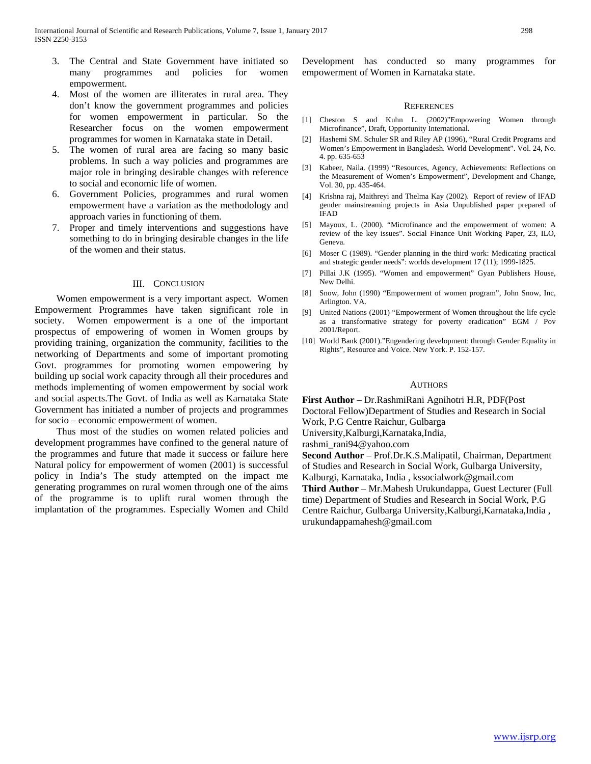3. The Central and State Government have initiated so many programmes and policies for women empowerment.
4. Most of the women are illiterates in rural area. They don't know the government programmes and policies for women empowerment in particular. So the Researcher focus on the women empowerment programmes for women in Karnataka state in Detail.
5. The women of rural area are facing so many basic problems. In such a way policies and programmes are major role in bringing desirable changes with reference to social and economic life of women.
6. Government Policies, programmes and rural women empowerment have a variation as the methodology and approach varies in functioning of them.
7. Proper and timely interventions and suggestions have something to do in bringing desirable changes in the life of the women and their status.

## III. Conclusion

Women empowerment is a very important aspect. Women Empowerment Programmes have taken significant role in society. Women empowerment is a one of the important prospectus of empowering of women in Women groups by providing training, organization the community, facilities to the networking of Departments and some of important promoting Govt. programmes for promoting women empowering by building up social work capacity through all their procedures and methods implementing of women empowerment by social work and social aspects.The Govt. of India as well as Karnataka State Government has initiated a number of projects and programmes for socio – economic empowerment of women.

Thus most of the studies on women related policies and development programmes have confined to the general nature of the programmes and future that made it success or failure here Natural policy for empowerment of women (2001) is successful policy in India's The study attempted on the impact me generating programmes on rural women through one of the aims of the programme is to uplift rural women through the implantation of the programmes. Especially Women and Child Development has conducted so many programmes for empowerment of Women in Karnataka state.

## References

[1] Cheston S and Kuhn L. (2002)"Empowering Women through Microfinance", Draft, Opportunity International.

[2] Hashemi SM. Schuler SR and Riley AP (1996), "Rural Credit Programs and Women's Empowerment in Bangladesh. World Development". Vol. 24, No. 4. pp. 635-653

[3] Kabeer, Naila. (1999) "Resources, Agency, Achievements: Reflections on the Measurement of Women's Empowerment", Development and Change, Vol. 30, pp. 435-464.

[4] Krishna raj, Maithreyi and Thelma Kay (2002). Report of review of IFAD gender mainstreaming projects in Asia Unpublished paper prepared of IFAD

[5] Mayoux, L. (2000). "Microfinance and the empowerment of women: A review of the key issues". Social Finance Unit Working Paper, 23, ILO, Geneva.

[6] Moser C (1989). "Gender planning in the third work: Medicating practical and strategic gender needs": worlds development 17 (11); 1999-1825.

[7] Pillai J.K (1995). "Women and empowerment" Gyan Publishers House, New Delhi.

[8] Snow, John (1990) "Empowerment of women program", John Snow, Inc, Arlington. VA.

[9] United Nations (2001) "Empowerment of Women throughout the life cycle as a transformative strategy for poverty eradication" EGM / Pov 2001/Report.

[10] World Bank (2001)."Engendering development: through Gender Equality in Rights", Resource and Voice. New York. P. 152-157.

## Authors

**First Author** – Dr.RashmiRani Agnihotri H.R, PDF(Post Doctoral Fellow)Department of Studies and Research in Social Work, P.G Centre Raichur, Gulbarga University,Kalburgi,Karnataka,India, rashmi_rani94@yahoo.com

**Second Author** – Prof.Dr.K.S.Malipatil, Chairman, Department of Studies and Research in Social Work, Gulbarga University, Kalburgi, Karnataka, India , kssocialwork@gmail.com

**Third Author** – Mr.Mahesh Urukundappa, Guest Lecturer (Full time) Department of Studies and Research in Social Work, P.G Centre Raichur, Gulbarga University,Kalburgi,Karnataka,India , urukundappamahesh@gmail.com